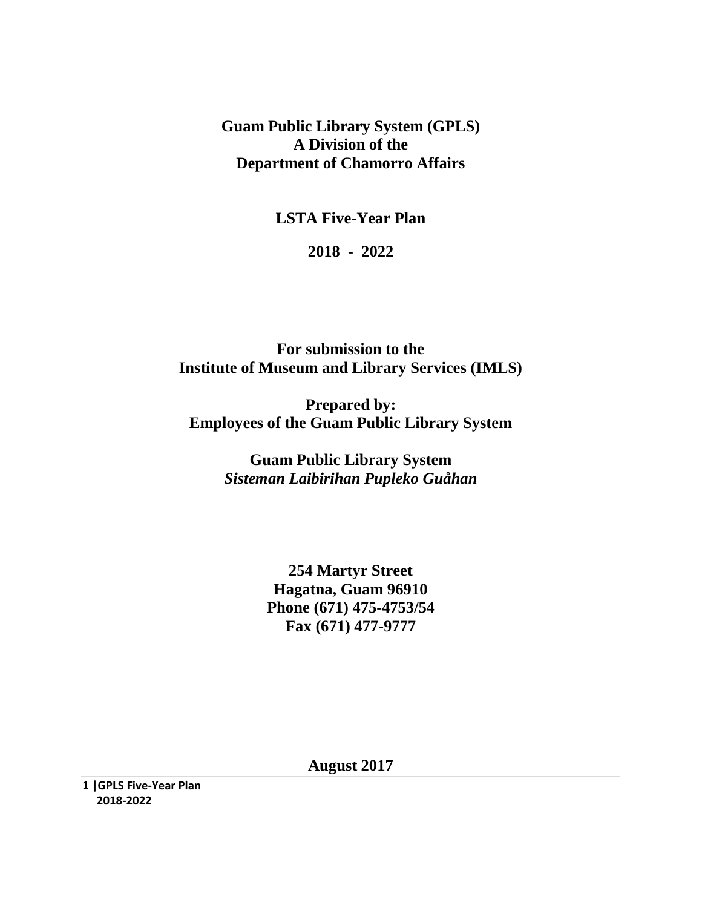# Guam Public Library System (GPLS)
# A Division of the
# Department of Chamorro Affairs

## LSTA Five-Year Plan

## 2018 - 2022

**For submission to the**
**Institute of Museum and Library Services (IMLS)**

**Prepared by:**
**Employees of the Guam Public Library System**

**Guam Public Library System**
***Sisteman Laibirihan Pupleko Guåhan***

**254 Martyr Street**
**Hagatna, Guam 96910**
**Phone (671) 475-4753/54**
**Fax (671) 477-9777**

**August 2017**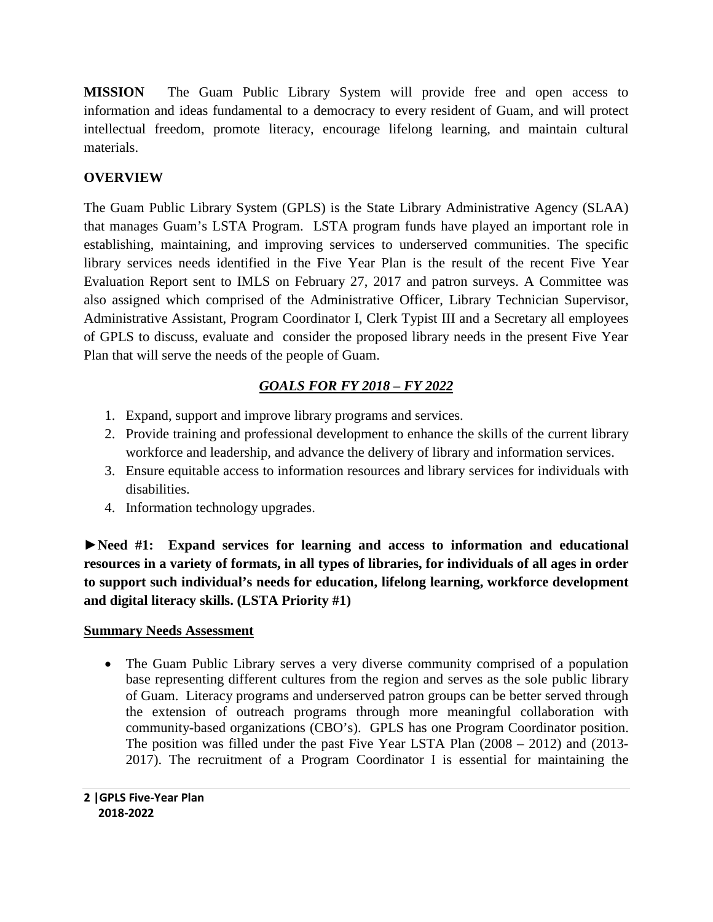**MISSION** The Guam Public Library System will provide free and open access to information and ideas fundamental to a democracy to every resident of Guam, and will protect intellectual freedom, promote literacy, encourage lifelong learning, and maintain cultural materials.

**OVERVIEW**

The Guam Public Library System (GPLS) is the State Library Administrative Agency (SLAA) that manages Guam's LSTA Program. LSTA program funds have played an important role in establishing, maintaining, and improving services to underserved communities. The specific library services needs identified in the Five Year Plan is the result of the recent Five Year Evaluation Report sent to IMLS on February 27, 2017 and patron surveys. A Committee was also assigned which comprised of the Administrative Officer, Library Technician Supervisor, Administrative Assistant, Program Coordinator I, Clerk Typist III and a Secretary all employees of GPLS to discuss, evaluate and consider the proposed library needs in the present Five Year Plan that will serve the needs of the people of Guam.

## ***GOALS FOR FY 2018 – FY 2022***

1. Expand, support and improve library programs and services.
2. Provide training and professional development to enhance the skills of the current library workforce and leadership, and advance the delivery of library and information services.
3. Ensure equitable access to information resources and library services for individuals with disabilities.
4. Information technology upgrades.

**►Need #1: Expand services for learning and access to information and educational resources in a variety of formats, in all types of libraries, for individuals of all ages in order to support such individual's needs for education, lifelong learning, workforce development and digital literacy skills. (LSTA Priority #1)**

**Summary Needs Assessment**

- The Guam Public Library serves a very diverse community comprised of a population base representing different cultures from the region and serves as the sole public library of Guam. Literacy programs and underserved patron groups can be better served through the extension of outreach programs through more meaningful collaboration with community-based organizations (CBO's). GPLS has one Program Coordinator position. The position was filled under the past Five Year LSTA Plan (2008 – 2012) and (2013-2017). The recruitment of a Program Coordinator I is essential for maintaining the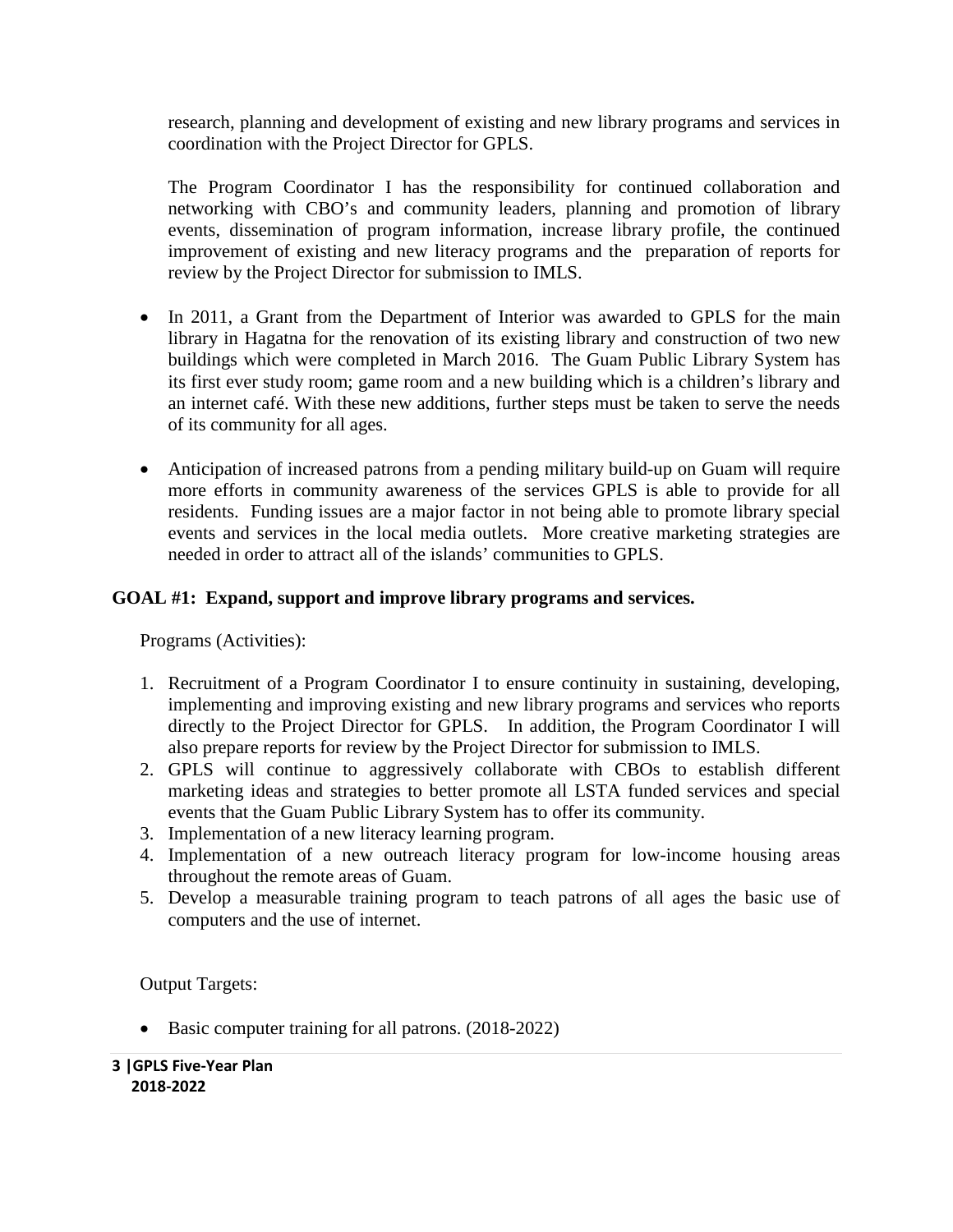research, planning and development of existing and new library programs and services in coordination with the Project Director for GPLS.

The Program Coordinator I has the responsibility for continued collaboration and networking with CBO's and community leaders, planning and promotion of library events, dissemination of program information, increase library profile, the continued improvement of existing and new literacy programs and the preparation of reports for review by the Project Director for submission to IMLS.

- In 2011, a Grant from the Department of Interior was awarded to GPLS for the main library in Hagatna for the renovation of its existing library and construction of two new buildings which were completed in March 2016. The Guam Public Library System has its first ever study room; game room and a new building which is a children's library and an internet café. With these new additions, further steps must be taken to serve the needs of its community for all ages.
- Anticipation of increased patrons from a pending military build-up on Guam will require more efforts in community awareness of the services GPLS is able to provide for all residents. Funding issues are a major factor in not being able to promote library special events and services in the local media outlets. More creative marketing strategies are needed in order to attract all of the islands' communities to GPLS.

## GOAL #1: Expand, support and improve library programs and services.

Programs (Activities):

1. Recruitment of a Program Coordinator I to ensure continuity in sustaining, developing, implementing and improving existing and new library programs and services who reports directly to the Project Director for GPLS. In addition, the Program Coordinator I will also prepare reports for review by the Project Director for submission to IMLS.
2. GPLS will continue to aggressively collaborate with CBOs to establish different marketing ideas and strategies to better promote all LSTA funded services and special events that the Guam Public Library System has to offer its community.
3. Implementation of a new literacy learning program.
4. Implementation of a new outreach literacy program for low-income housing areas throughout the remote areas of Guam.
5. Develop a measurable training program to teach patrons of all ages the basic use of computers and the use of internet.

Output Targets:

- Basic computer training for all patrons. (2018-2022)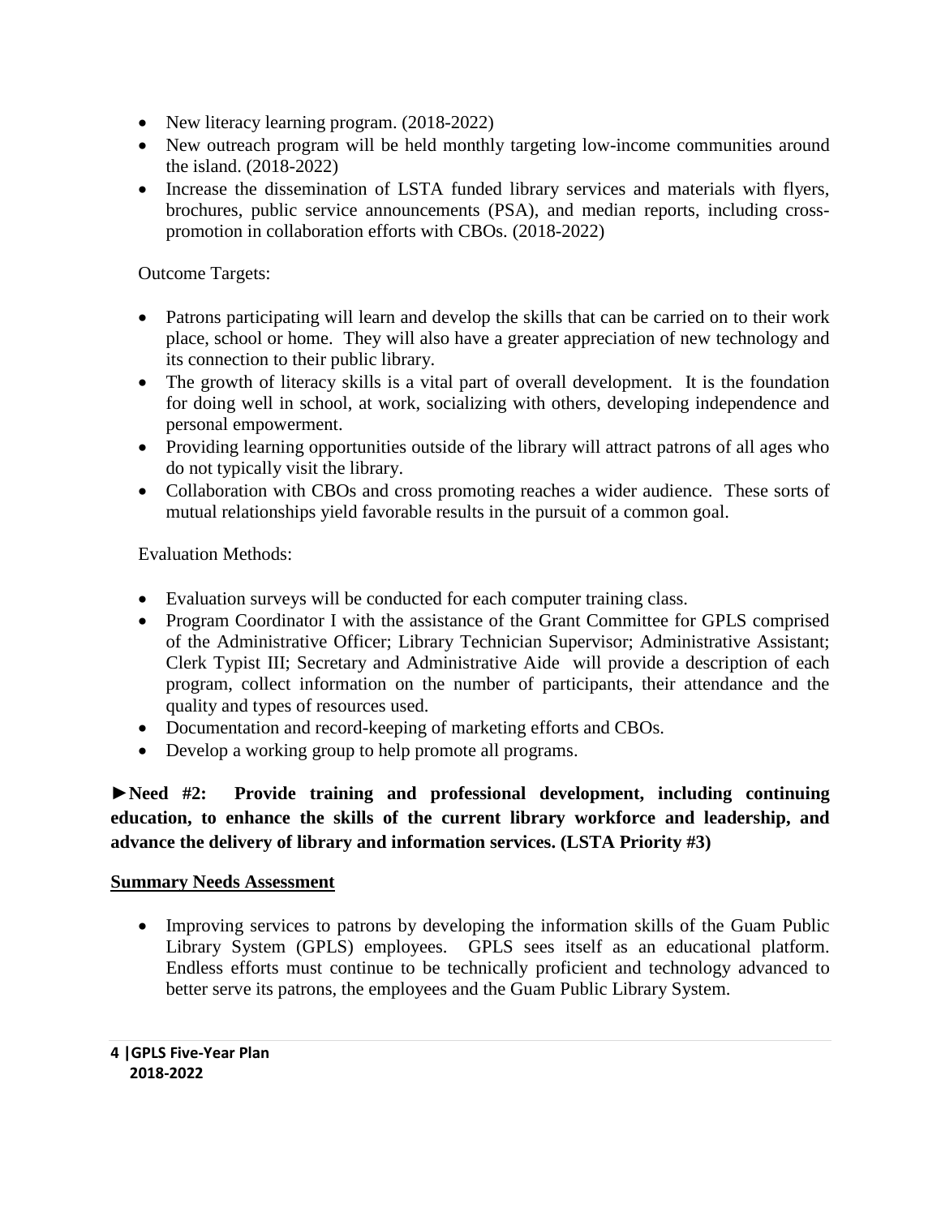- New literacy learning program. (2018-2022)
- New outreach program will be held monthly targeting low-income communities around the island. (2018-2022)
- Increase the dissemination of LSTA funded library services and materials with flyers, brochures, public service announcements (PSA), and median reports, including cross-promotion in collaboration efforts with CBOs. (2018-2022)

Outcome Targets:

- Patrons participating will learn and develop the skills that can be carried on to their work place, school or home. They will also have a greater appreciation of new technology and its connection to their public library.
- The growth of literacy skills is a vital part of overall development. It is the foundation for doing well in school, at work, socializing with others, developing independence and personal empowerment.
- Providing learning opportunities outside of the library will attract patrons of all ages who do not typically visit the library.
- Collaboration with CBOs and cross promoting reaches a wider audience. These sorts of mutual relationships yield favorable results in the pursuit of a common goal.

Evaluation Methods:

- Evaluation surveys will be conducted for each computer training class.
- Program Coordinator I with the assistance of the Grant Committee for GPLS comprised of the Administrative Officer; Library Technician Supervisor; Administrative Assistant; Clerk Typist III; Secretary and Administrative Aide will provide a description of each program, collect information on the number of participants, their attendance and the quality and types of resources used.
- Documentation and record-keeping of marketing efforts and CBOs.
- Develop a working group to help promote all programs.

**►Need #2: Provide training and professional development, including continuing education, to enhance the skills of the current library workforce and leadership, and advance the delivery of library and information services. (LSTA Priority #3)**

**Summary Needs Assessment**

- Improving services to patrons by developing the information skills of the Guam Public Library System (GPLS) employees. GPLS sees itself as an educational platform. Endless efforts must continue to be technically proficient and technology advanced to better serve its patrons, the employees and the Guam Public Library System.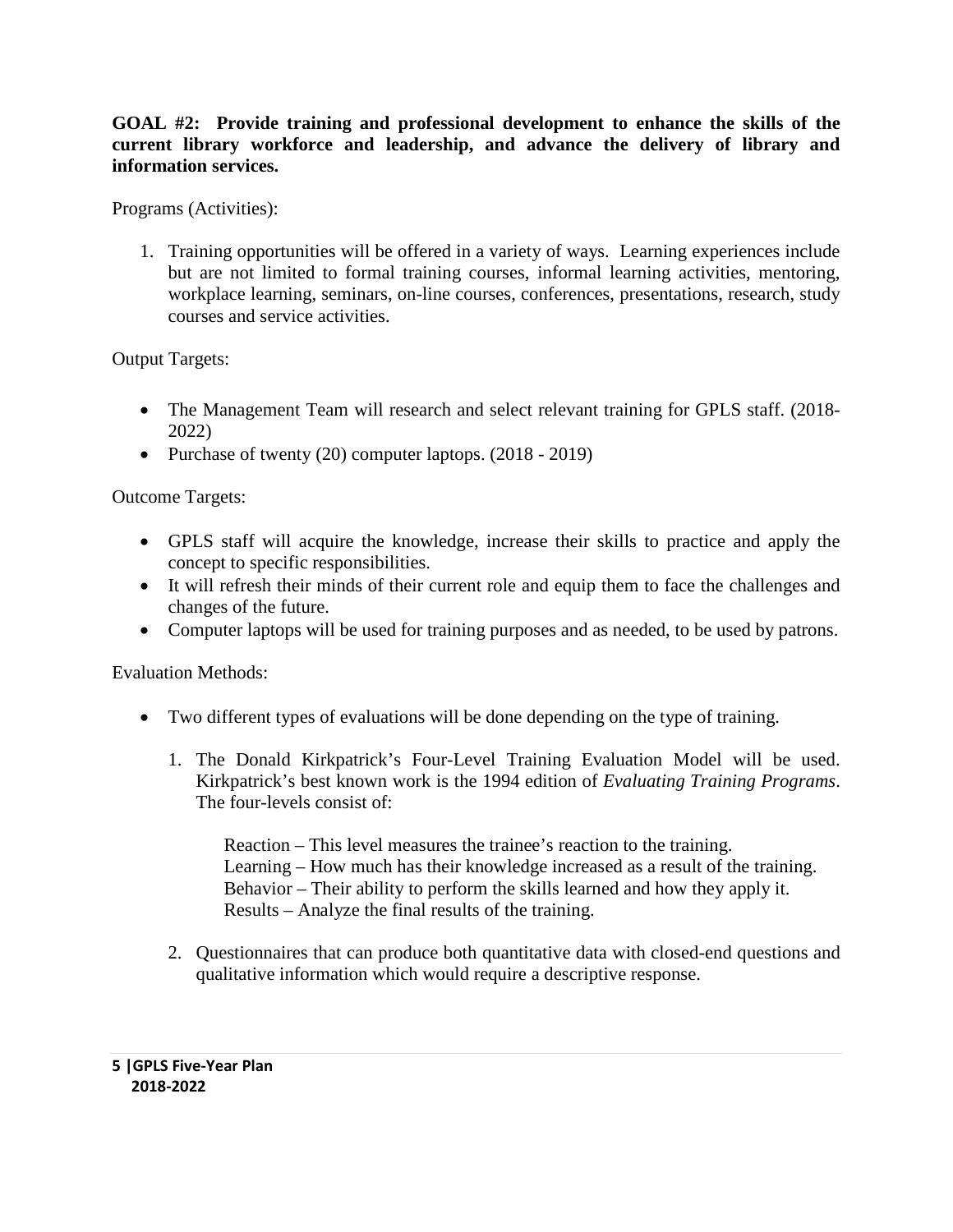**GOAL #2: Provide training and professional development to enhance the skills of the current library workforce and leadership, and advance the delivery of library and information services.**

Programs (Activities):

1. Training opportunities will be offered in a variety of ways. Learning experiences include but are not limited to formal training courses, informal learning activities, mentoring, workplace learning, seminars, on-line courses, conferences, presentations, research, study courses and service activities.

Output Targets:

- The Management Team will research and select relevant training for GPLS staff. (2018-2022)
- Purchase of twenty (20) computer laptops. (2018 - 2019)

Outcome Targets:

- GPLS staff will acquire the knowledge, increase their skills to practice and apply the concept to specific responsibilities.
- It will refresh their minds of their current role and equip them to face the challenges and changes of the future.
- Computer laptops will be used for training purposes and as needed, to be used by patrons.

Evaluation Methods:

- Two different types of evaluations will be done depending on the type of training.

  1. The Donald Kirkpatrick's Four-Level Training Evaluation Model will be used. Kirkpatrick's best known work is the 1994 edition of *Evaluating Training Programs*. The four-levels consist of:

     Reaction – This level measures the trainee's reaction to the training.
     Learning – How much has their knowledge increased as a result of the training.
     Behavior – Their ability to perform the skills learned and how they apply it.
     Results – Analyze the final results of the training.

  2. Questionnaires that can produce both quantitative data with closed-end questions and qualitative information which would require a descriptive response.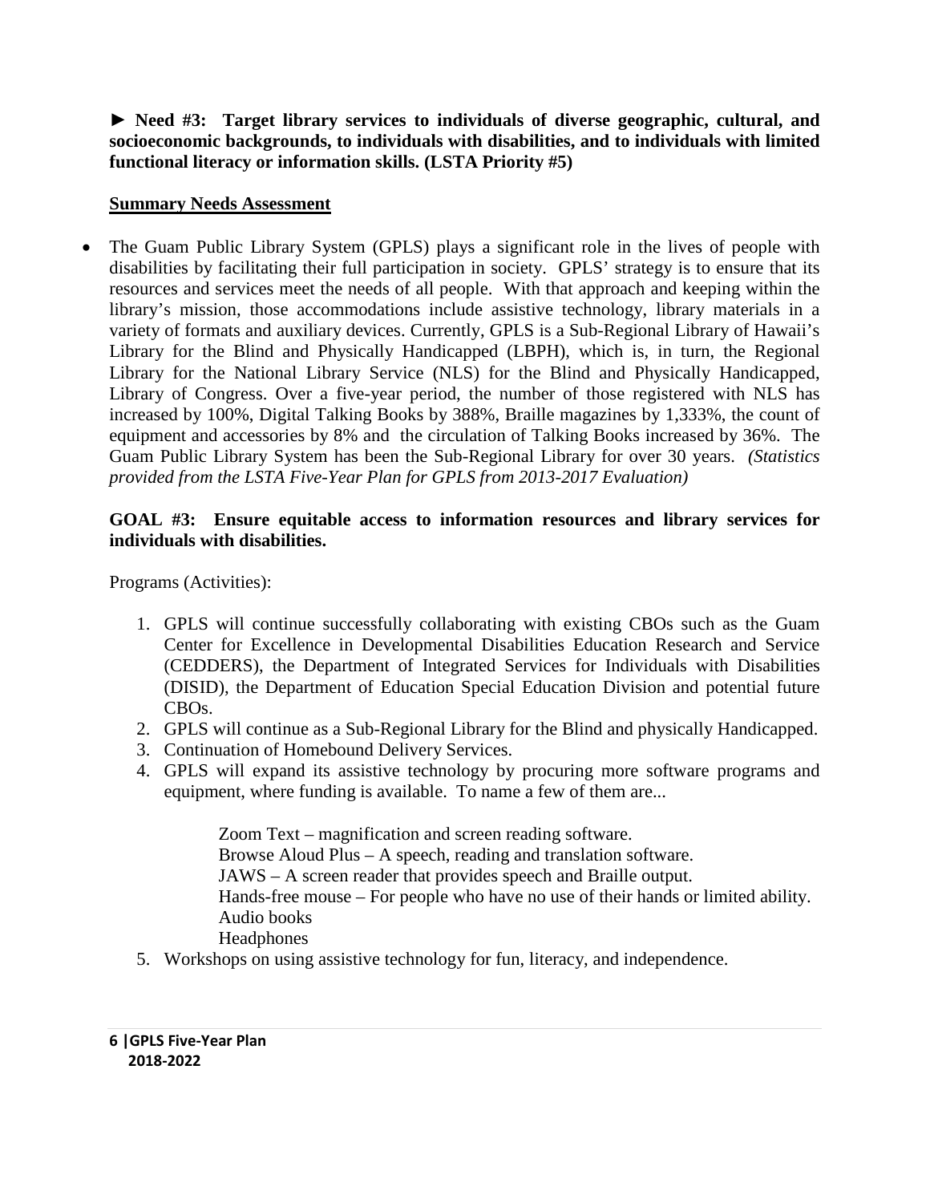**► Need #3: Target library services to individuals of diverse geographic, cultural, and socioeconomic backgrounds, to individuals with disabilities, and to individuals with limited functional literacy or information skills. (LSTA Priority #5)**

**Summary Needs Assessment**

- The Guam Public Library System (GPLS) plays a significant role in the lives of people with disabilities by facilitating their full participation in society. GPLS' strategy is to ensure that its resources and services meet the needs of all people. With that approach and keeping within the library's mission, those accommodations include assistive technology, library materials in a variety of formats and auxiliary devices. Currently, GPLS is a Sub-Regional Library of Hawaii's Library for the Blind and Physically Handicapped (LBPH), which is, in turn, the Regional Library for the National Library Service (NLS) for the Blind and Physically Handicapped, Library of Congress. Over a five-year period, the number of those registered with NLS has increased by 100%, Digital Talking Books by 388%, Braille magazines by 1,333%, the count of equipment and accessories by 8% and the circulation of Talking Books increased by 36%. The Guam Public Library System has been the Sub-Regional Library for over 30 years. *(Statistics provided from the LSTA Five-Year Plan for GPLS from 2013-2017 Evaluation)*

**GOAL #3: Ensure equitable access to information resources and library services for individuals with disabilities.**

Programs (Activities):

1. GPLS will continue successfully collaborating with existing CBOs such as the Guam Center for Excellence in Developmental Disabilities Education Research and Service (CEDDERS), the Department of Integrated Services for Individuals with Disabilities (DISID), the Department of Education Special Education Division and potential future CBOs.
2. GPLS will continue as a Sub-Regional Library for the Blind and physically Handicapped.
3. Continuation of Homebound Delivery Services.
4. GPLS will expand its assistive technology by procuring more software programs and equipment, where funding is available. To name a few of them are...

   Zoom Text – magnification and screen reading software.
   Browse Aloud Plus – A speech, reading and translation software.
   JAWS – A screen reader that provides speech and Braille output.
   Hands-free mouse – For people who have no use of their hands or limited ability.
   Audio books
   Headphones
5. Workshops on using assistive technology for fun, literacy, and independence.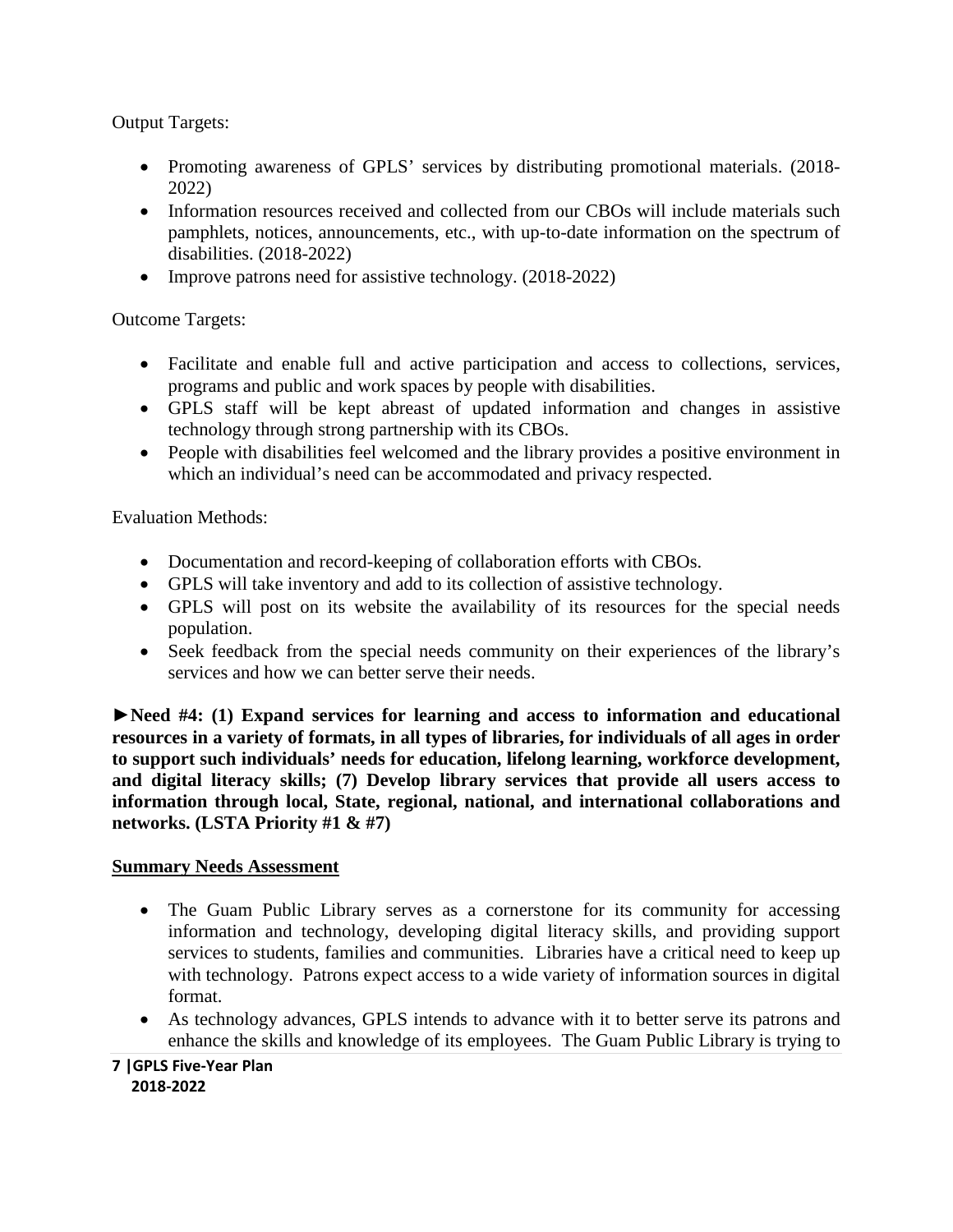Output Targets:

- Promoting awareness of GPLS' services by distributing promotional materials. (2018-2022)
- Information resources received and collected from our CBOs will include materials such pamphlets, notices, announcements, etc., with up-to-date information on the spectrum of disabilities. (2018-2022)
- Improve patrons need for assistive technology. (2018-2022)

Outcome Targets:

- Facilitate and enable full and active participation and access to collections, services, programs and public and work spaces by people with disabilities.
- GPLS staff will be kept abreast of updated information and changes in assistive technology through strong partnership with its CBOs.
- People with disabilities feel welcomed and the library provides a positive environment in which an individual's need can be accommodated and privacy respected.

Evaluation Methods:

- Documentation and record-keeping of collaboration efforts with CBOs.
- GPLS will take inventory and add to its collection of assistive technology.
- GPLS will post on its website the availability of its resources for the special needs population.
- Seek feedback from the special needs community on their experiences of the library's services and how we can better serve their needs.

**►Need #4: (1) Expand services for learning and access to information and educational resources in a variety of formats, in all types of libraries, for individuals of all ages in order to support such individuals' needs for education, lifelong learning, workforce development, and digital literacy skills; (7) Develop library services that provide all users access to information through local, State, regional, national, and international collaborations and networks. (LSTA Priority #1 & #7)**

**Summary Needs Assessment**

- The Guam Public Library serves as a cornerstone for its community for accessing information and technology, developing digital literacy skills, and providing support services to students, families and communities. Libraries have a critical need to keep up with technology. Patrons expect access to a wide variety of information sources in digital format.
- As technology advances, GPLS intends to advance with it to better serve its patrons and enhance the skills and knowledge of its employees. The Guam Public Library is trying to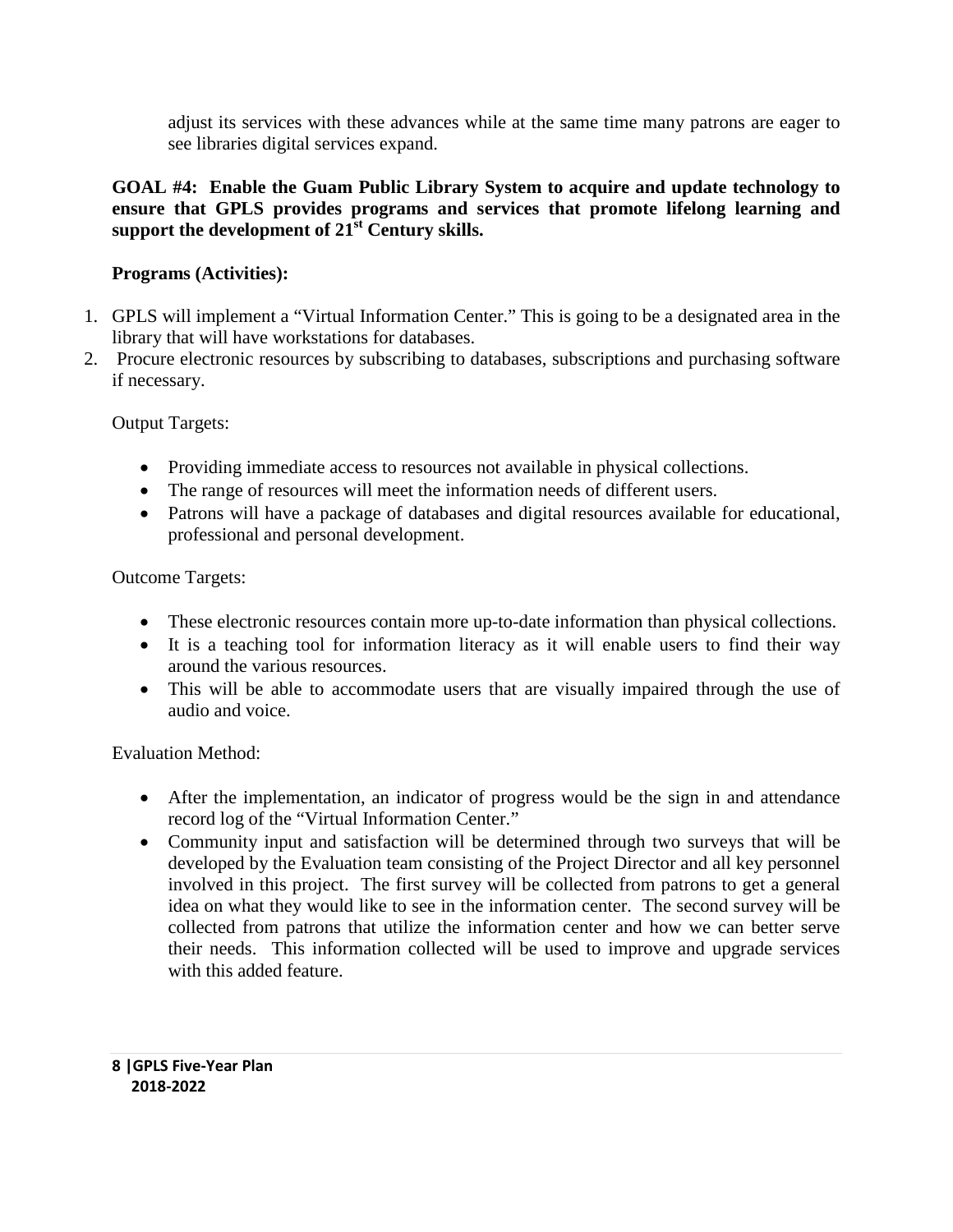adjust its services with these advances while at the same time many patrons are eager to see libraries digital services expand.

**GOAL #4: Enable the Guam Public Library System to acquire and update technology to ensure that GPLS provides programs and services that promote lifelong learning and support the development of 21st Century skills.**

**Programs (Activities):**

1. GPLS will implement a "Virtual Information Center." This is going to be a designated area in the library that will have workstations for databases.
2. Procure electronic resources by subscribing to databases, subscriptions and purchasing software if necessary.

Output Targets:

- Providing immediate access to resources not available in physical collections.
- The range of resources will meet the information needs of different users.
- Patrons will have a package of databases and digital resources available for educational, professional and personal development.

Outcome Targets:

- These electronic resources contain more up-to-date information than physical collections.
- It is a teaching tool for information literacy as it will enable users to find their way around the various resources.
- This will be able to accommodate users that are visually impaired through the use of audio and voice.

Evaluation Method:

- After the implementation, an indicator of progress would be the sign in and attendance record log of the "Virtual Information Center."
- Community input and satisfaction will be determined through two surveys that will be developed by the Evaluation team consisting of the Project Director and all key personnel involved in this project. The first survey will be collected from patrons to get a general idea on what they would like to see in the information center. The second survey will be collected from patrons that utilize the information center and how we can better serve their needs. This information collected will be used to improve and upgrade services with this added feature.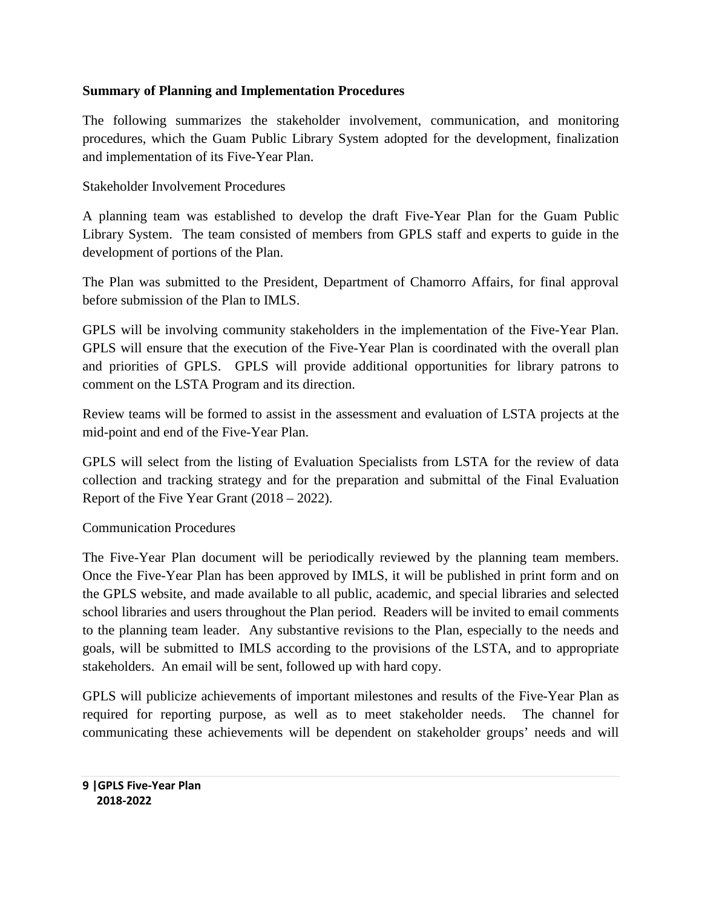**Summary of Planning and Implementation Procedures**

The following summarizes the stakeholder involvement, communication, and monitoring procedures, which the Guam Public Library System adopted for the development, finalization and implementation of its Five-Year Plan.

Stakeholder Involvement Procedures

A planning team was established to develop the draft Five-Year Plan for the Guam Public Library System. The team consisted of members from GPLS staff and experts to guide in the development of portions of the Plan.

The Plan was submitted to the President, Department of Chamorro Affairs, for final approval before submission of the Plan to IMLS.

GPLS will be involving community stakeholders in the implementation of the Five-Year Plan. GPLS will ensure that the execution of the Five-Year Plan is coordinated with the overall plan and priorities of GPLS. GPLS will provide additional opportunities for library patrons to comment on the LSTA Program and its direction.

Review teams will be formed to assist in the assessment and evaluation of LSTA projects at the mid-point and end of the Five-Year Plan.

GPLS will select from the listing of Evaluation Specialists from LSTA for the review of data collection and tracking strategy and for the preparation and submittal of the Final Evaluation Report of the Five Year Grant (2018 – 2022).

Communication Procedures

The Five-Year Plan document will be periodically reviewed by the planning team members. Once the Five-Year Plan has been approved by IMLS, it will be published in print form and on the GPLS website, and made available to all public, academic, and special libraries and selected school libraries and users throughout the Plan period. Readers will be invited to email comments to the planning team leader. Any substantive revisions to the Plan, especially to the needs and goals, will be submitted to IMLS according to the provisions of the LSTA, and to appropriate stakeholders. An email will be sent, followed up with hard copy.

GPLS will publicize achievements of important milestones and results of the Five-Year Plan as required for reporting purpose, as well as to meet stakeholder needs. The channel for communicating these achievements will be dependent on stakeholder groups' needs and will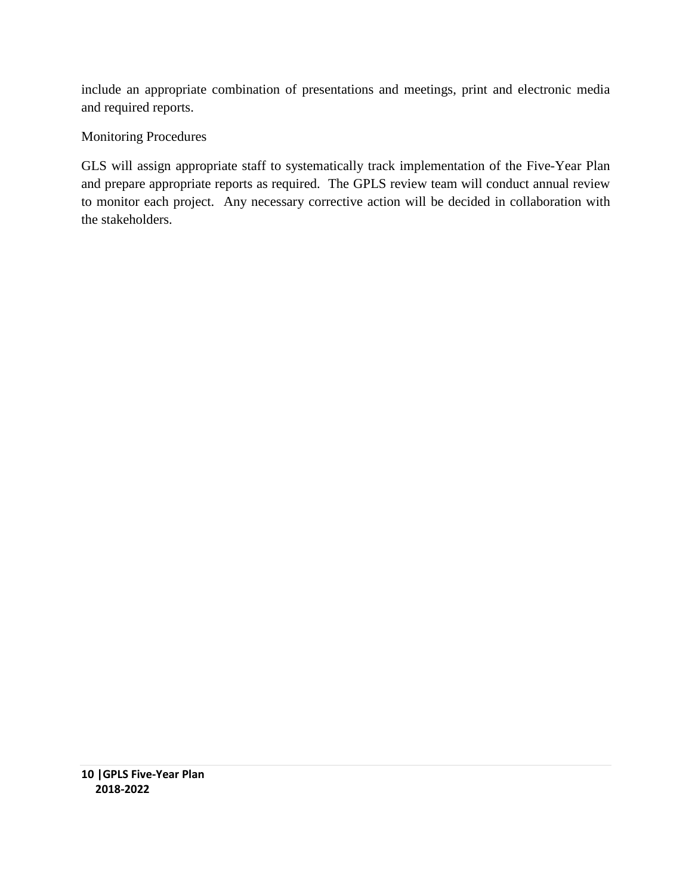include an appropriate combination of presentations and meetings, print and electronic media and required reports.

Monitoring Procedures

GLS will assign appropriate staff to systematically track implementation of the Five-Year Plan and prepare appropriate reports as required. The GPLS review team will conduct annual review to monitor each project. Any necessary corrective action will be decided in collaboration with the stakeholders.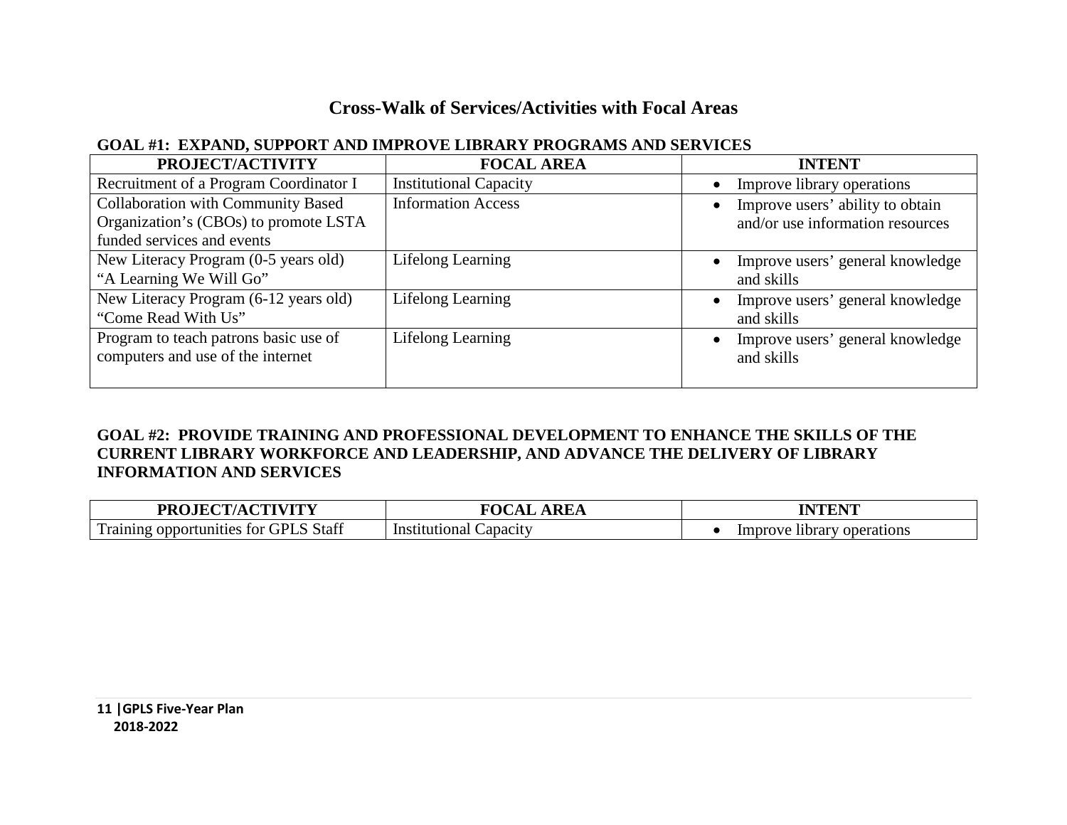# Cross-Walk of Services/Activities with Focal Areas

## GOAL #1: EXPAND, SUPPORT AND IMPROVE LIBRARY PROGRAMS AND SERVICES

| PROJECT/ACTIVITY | FOCAL AREA | INTENT |
|---|---|---|
| Recruitment of a Program Coordinator I | Institutional Capacity | • Improve library operations |
| Collaboration with Community Based Organization's (CBOs) to promote LSTA funded services and events | Information Access | • Improve users' ability to obtain and/or use information resources |
| New Literacy Program (0-5 years old) "A Learning We Will Go" | Lifelong Learning | • Improve users' general knowledge and skills |
| New Literacy Program (6-12 years old) "Come Read With Us" | Lifelong Learning | • Improve users' general knowledge and skills |
| Program to teach patrons basic use of computers and use of the internet | Lifelong Learning | • Improve users' general knowledge and skills |

## GOAL #2: PROVIDE TRAINING AND PROFESSIONAL DEVELOPMENT TO ENHANCE THE SKILLS OF THE CURRENT LIBRARY WORKFORCE AND LEADERSHIP, AND ADVANCE THE DELIVERY OF LIBRARY INFORMATION AND SERVICES

| PROJECT/ACTIVITY | FOCAL AREA | INTENT |
|---|---|---|
| Training opportunities for GPLS Staff | Institutional Capacity | • Improve library operations |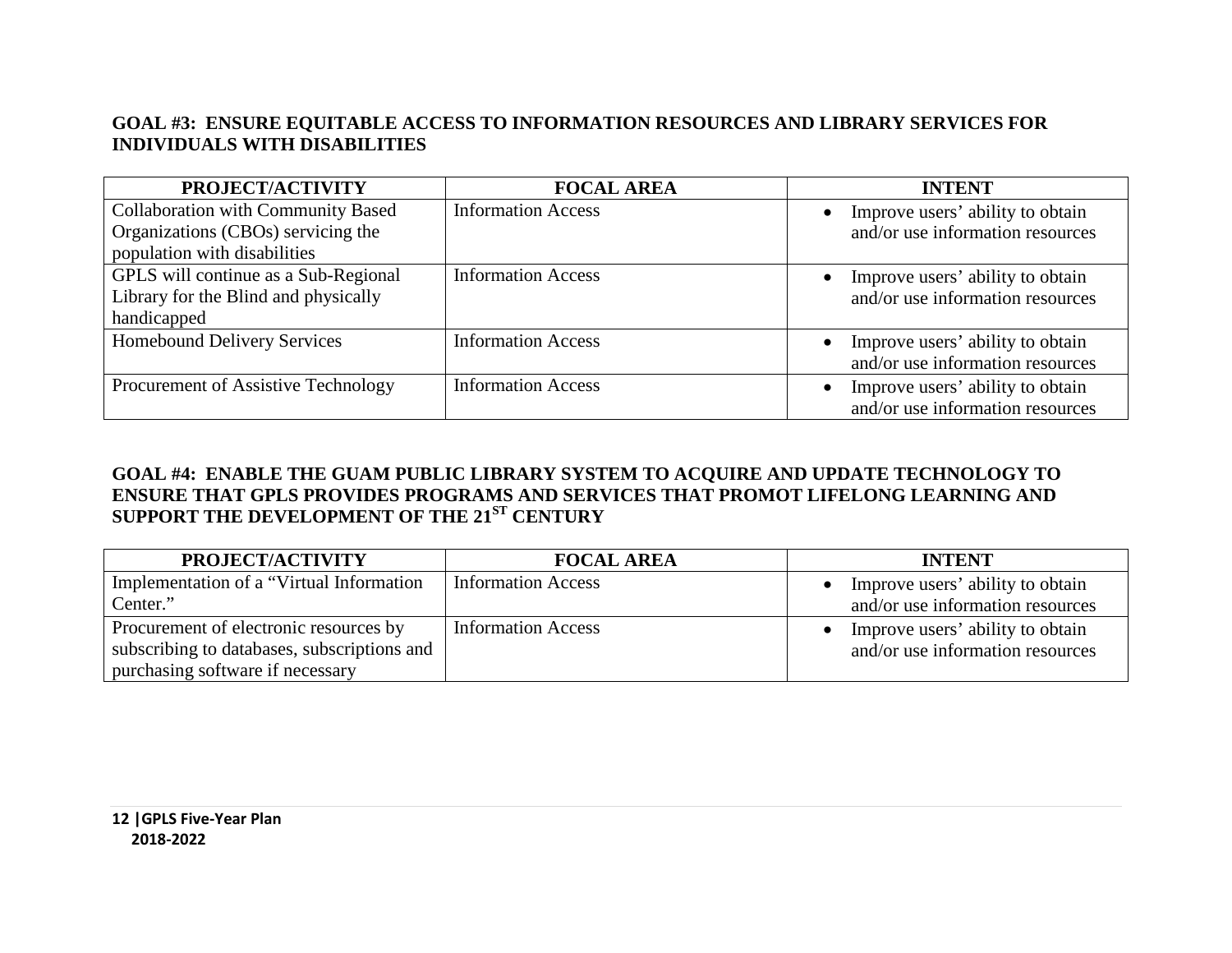## GOAL #3: ENSURE EQUITABLE ACCESS TO INFORMATION RESOURCES AND LIBRARY SERVICES FOR INDIVIDUALS WITH DISABILITIES

| PROJECT/ACTIVITY | FOCAL AREA | INTENT |
| --- | --- | --- |
| Collaboration with Community Based Organizations (CBOs) servicing the population with disabilities | Information Access | • Improve users' ability to obtain and/or use information resources |
| GPLS will continue as a Sub-Regional Library for the Blind and physically handicapped | Information Access | • Improve users' ability to obtain and/or use information resources |
| Homebound Delivery Services | Information Access | • Improve users' ability to obtain and/or use information resources |
| Procurement of Assistive Technology | Information Access | • Improve users' ability to obtain and/or use information resources |

## GOAL #4: ENABLE THE GUAM PUBLIC LIBRARY SYSTEM TO ACQUIRE AND UPDATE TECHNOLOGY TO ENSURE THAT GPLS PROVIDES PROGRAMS AND SERVICES THAT PROMOT LIFELONG LEARNING AND SUPPORT THE DEVELOPMENT OF THE 21ST CENTURY

| PROJECT/ACTIVITY | FOCAL AREA | INTENT |
| --- | --- | --- |
| Implementation of a "Virtual Information Center." | Information Access | • Improve users' ability to obtain and/or use information resources |
| Procurement of electronic resources by subscribing to databases, subscriptions and purchasing software if necessary | Information Access | • Improve users' ability to obtain and/or use information resources |